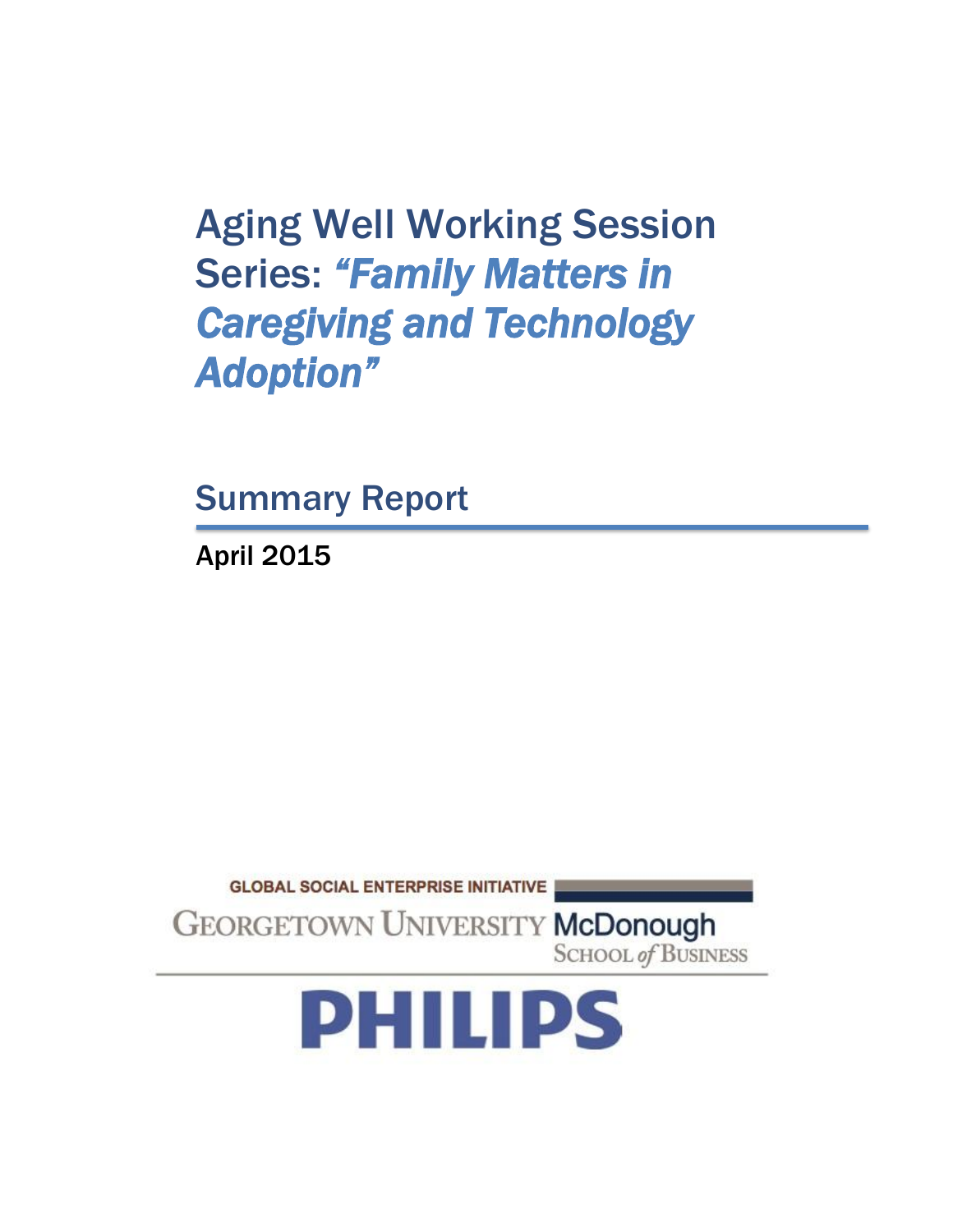# Aging Well Working Session Series: *"Family Matters in Caregiving and Technology Adoption"*

## Summary Report

**April 2015**

GLOBAL SOCIAL ENTERPRISE INITIATIVE

GEORGETOWN UNIVERSITY McDonough SCHOOL of BUSINESS

PHILIPS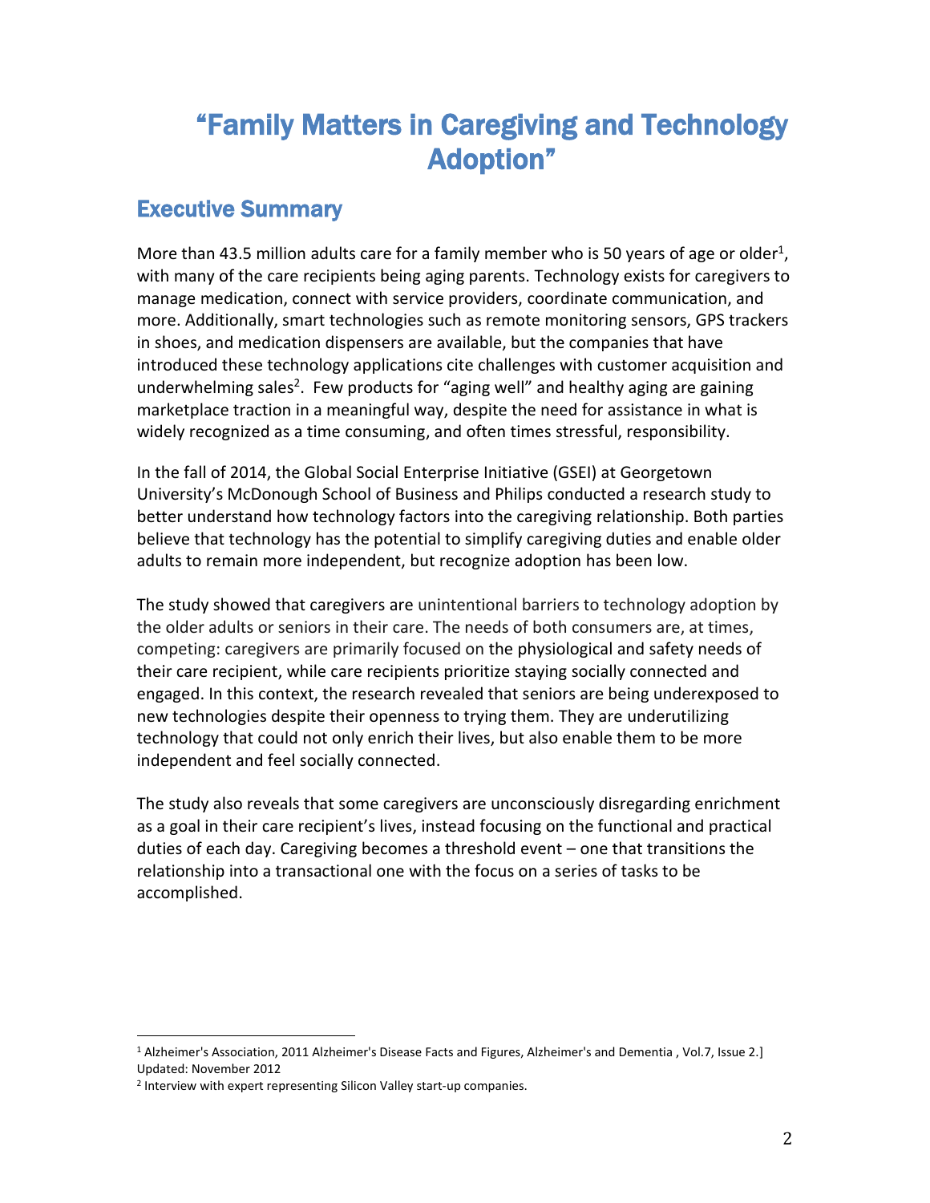# "Family Matters in Caregiving and Technology Adoption"

## Executive Summary

More than 43.5 million adults care for a family member who is 50 years of age or older[1], with many of the care recipients being aging parents. Technology exists for caregivers to manage medication, connect with service providers, coordinate communication, and more. Additionally, smart technologies such as remote monitoring sensors, GPS trackers in shoes, and medication dispensers are available, but the companies that have introduced these technology applications cite challenges with customer acquisition and underwhelming sales[2]. Few products for "aging well" and healthy aging are gaining marketplace traction in a meaningful way, despite the need for assistance in what is widely recognized as a time consuming, and often times stressful, responsibility.

In the fall of 2014, the Global Social Enterprise Initiative (GSEI) at Georgetown University's McDonough School of Business and Philips conducted a research study to better understand how technology factors into the caregiving relationship. Both parties believe that technology has the potential to simplify caregiving duties and enable older adults to remain more independent, but recognize adoption has been low.

The study showed that caregivers are unintentional barriers to technology adoption by the older adults or seniors in their care. The needs of both consumers are, at times, competing: caregivers are primarily focused on the physiological and safety needs of their care recipient, while care recipients prioritize staying socially connected and engaged. In this context, the research revealed that seniors are being underexposed to new technologies despite their openness to trying them. They are underutilizing technology that could not only enrich their lives, but also enable them to be more independent and feel socially connected.

The study also reveals that some caregivers are unconsciously disregarding enrichment as a goal in their care recipient's lives, instead focusing on the functional and practical duties of each day. Caregiving becomes a threshold event – one that transitions the relationship into a transactional one with the focus on a series of tasks to be accomplished.

---

[1] Alzheimer's Association, 2011 Alzheimer's Disease Facts and Figures, Alzheimer's and Dementia , Vol.7, Issue 2.] Updated: November 2012

[2] Interview with expert representing Silicon Valley start-up companies.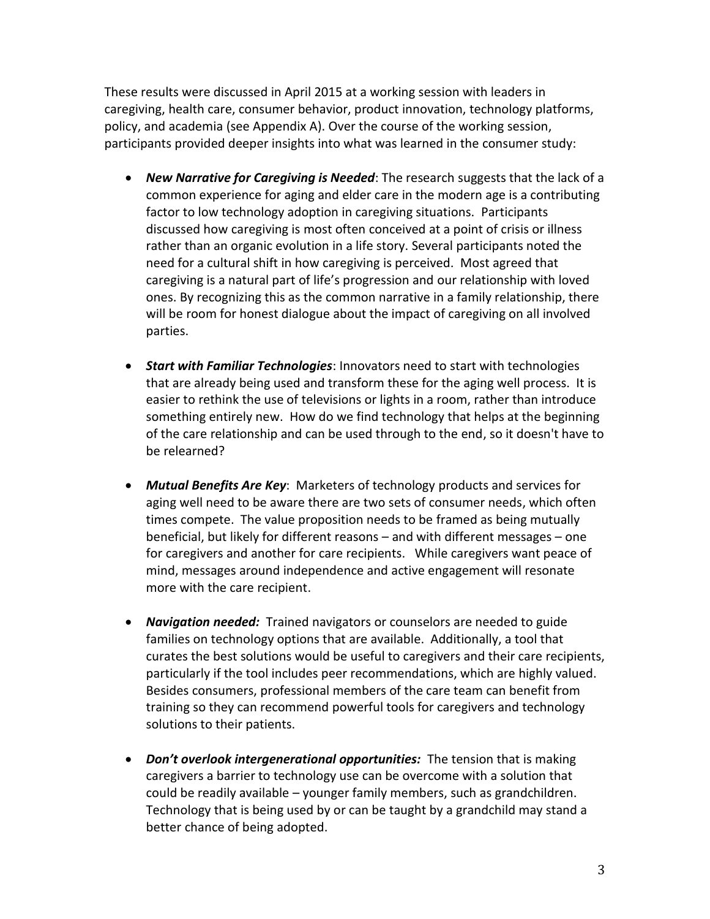These results were discussed in April 2015 at a working session with leaders in caregiving, health care, consumer behavior, product innovation, technology platforms, policy, and academia (see Appendix A). Over the course of the working session, participants provided deeper insights into what was learned in the consumer study:

- ***New Narrative for Caregiving is Needed***: The research suggests that the lack of a common experience for aging and elder care in the modern age is a contributing factor to low technology adoption in caregiving situations. Participants discussed how caregiving is most often conceived at a point of crisis or illness rather than an organic evolution in a life story. Several participants noted the need for a cultural shift in how caregiving is perceived. Most agreed that caregiving is a natural part of life's progression and our relationship with loved ones. By recognizing this as the common narrative in a family relationship, there will be room for honest dialogue about the impact of caregiving on all involved parties.

- ***Start with Familiar Technologies***: Innovators need to start with technologies that are already being used and transform these for the aging well process. It is easier to rethink the use of televisions or lights in a room, rather than introduce something entirely new. How do we find technology that helps at the beginning of the care relationship and can be used through to the end, so it doesn't have to be relearned?

- ***Mutual Benefits Are Key***: Marketers of technology products and services for aging well need to be aware there are two sets of consumer needs, which often times compete. The value proposition needs to be framed as being mutually beneficial, but likely for different reasons – and with different messages – one for caregivers and another for care recipients. While caregivers want peace of mind, messages around independence and active engagement will resonate more with the care recipient.

- ***Navigation needed:*** Trained navigators or counselors are needed to guide families on technology options that are available. Additionally, a tool that curates the best solutions would be useful to caregivers and their care recipients, particularly if the tool includes peer recommendations, which are highly valued. Besides consumers, professional members of the care team can benefit from training so they can recommend powerful tools for caregivers and technology solutions to their patients.

- ***Don't overlook intergenerational opportunities:*** The tension that is making caregivers a barrier to technology use can be overcome with a solution that could be readily available – younger family members, such as grandchildren. Technology that is being used by or can be taught by a grandchild may stand a better chance of being adopted.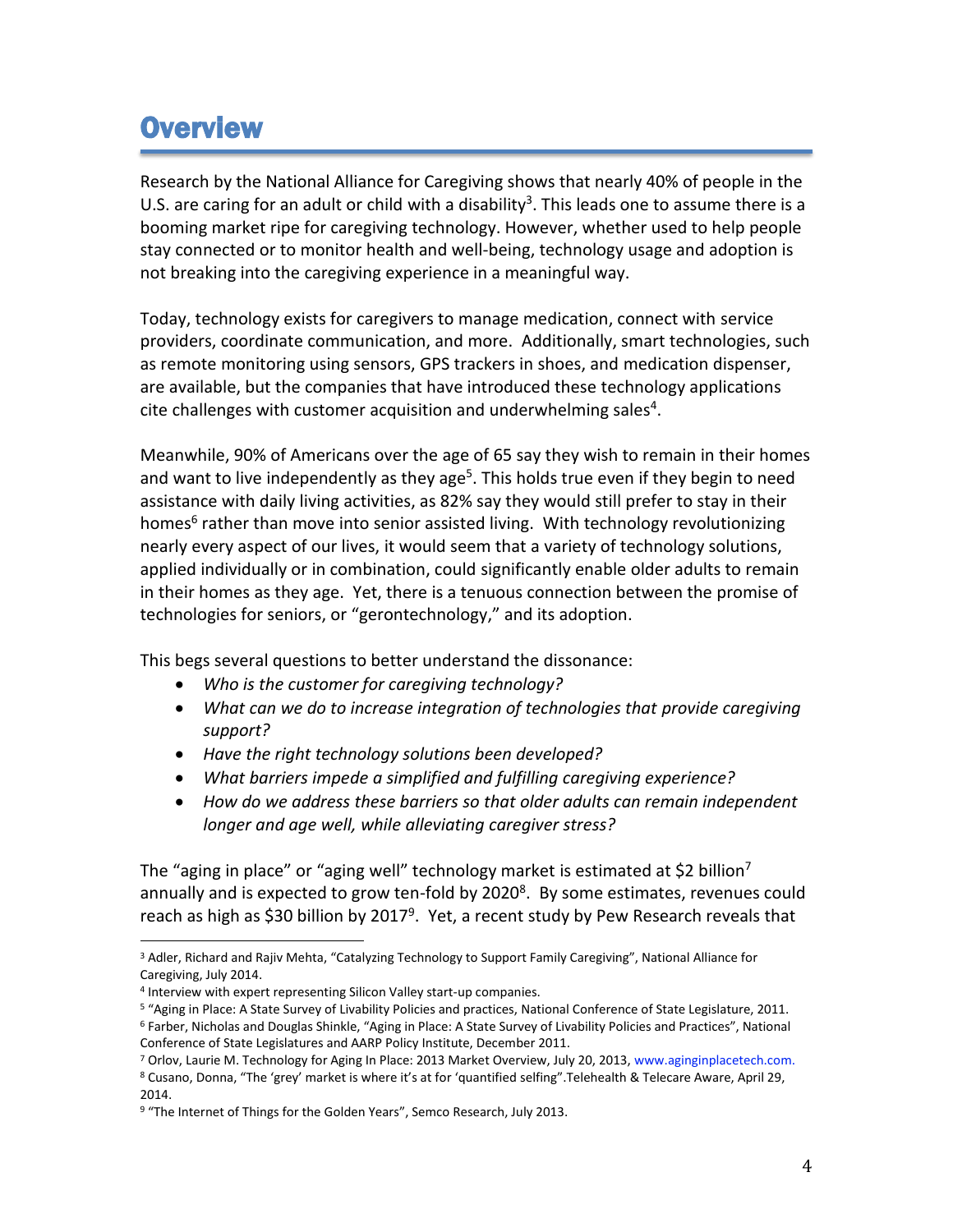# Overview

Research by the National Alliance for Caregiving shows that nearly 40% of people in the U.S. are caring for an adult or child with a disability[3]. This leads one to assume there is a booming market ripe for caregiving technology. However, whether used to help people stay connected or to monitor health and well-being, technology usage and adoption is not breaking into the caregiving experience in a meaningful way.

Today, technology exists for caregivers to manage medication, connect with service providers, coordinate communication, and more. Additionally, smart technologies, such as remote monitoring using sensors, GPS trackers in shoes, and medication dispenser, are available, but the companies that have introduced these technology applications cite challenges with customer acquisition and underwhelming sales[4].

Meanwhile, 90% of Americans over the age of 65 say they wish to remain in their homes and want to live independently as they age[5]. This holds true even if they begin to need assistance with daily living activities, as 82% say they would still prefer to stay in their homes[6] rather than move into senior assisted living. With technology revolutionizing nearly every aspect of our lives, it would seem that a variety of technology solutions, applied individually or in combination, could significantly enable older adults to remain in their homes as they age. Yet, there is a tenuous connection between the promise of technologies for seniors, or "gerontechnology," and its adoption.

This begs several questions to better understand the dissonance:

- *Who is the customer for caregiving technology?*
- *What can we do to increase integration of technologies that provide caregiving support?*
- *Have the right technology solutions been developed?*
- *What barriers impede a simplified and fulfilling caregiving experience?*
- *How do we address these barriers so that older adults can remain independent longer and age well, while alleviating caregiver stress?*

The "aging in place" or "aging well" technology market is estimated at $2 billion[7] annually and is expected to grow ten-fold by 2020[8]. By some estimates, revenues could reach as high as $30 billion by 2017[9]. Yet, a recent study by Pew Research reveals that

---

[3] Adler, Richard and Rajiv Mehta, "Catalyzing Technology to Support Family Caregiving", National Alliance for Caregiving, July 2014.

[4] Interview with expert representing Silicon Valley start-up companies.

[5] "Aging in Place: A State Survey of Livability Policies and practices, National Conference of State Legislature, 2011.

[6] Farber, Nicholas and Douglas Shinkle, "Aging in Place: A State Survey of Livability Policies and Practices", National Conference of State Legislatures and AARP Policy Institute, December 2011.

[7] Orlov, Laurie M. Technology for Aging In Place: 2013 Market Overview, July 20, 2013, www.aginginplacetech.com.

[8] Cusano, Donna, "The 'grey' market is where it's at for 'quantified selfing".Telehealth & Telecare Aware, April 29, 2014.

[9] "The Internet of Things for the Golden Years", Semco Research, July 2013.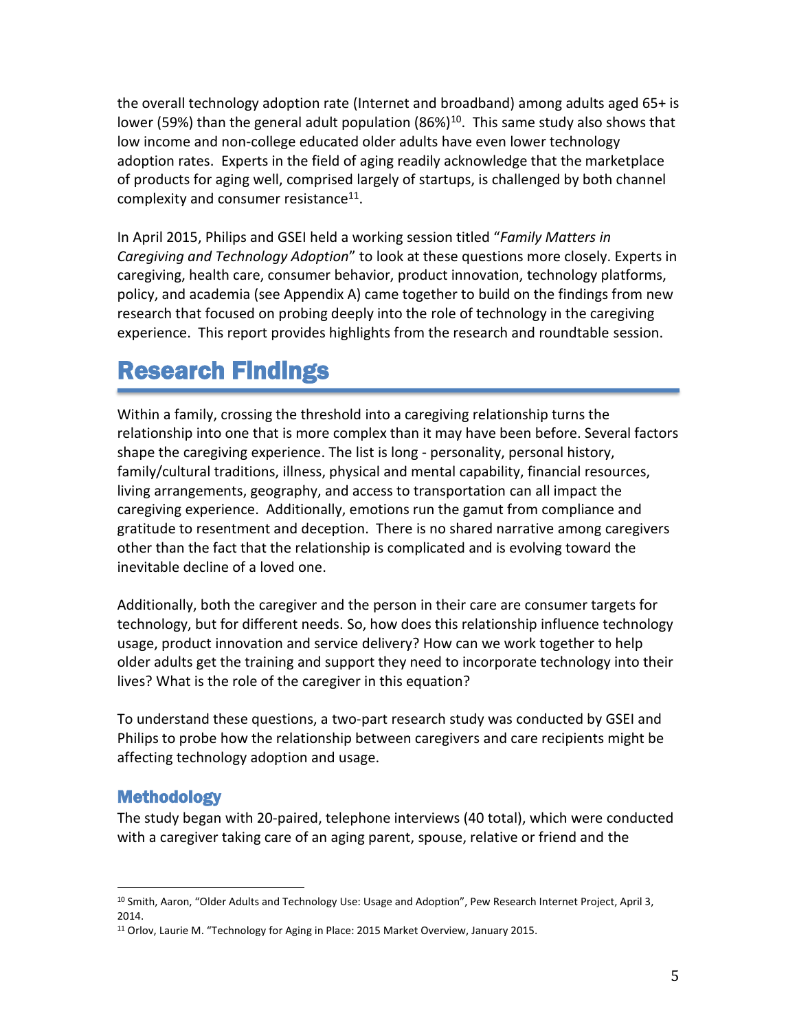the overall technology adoption rate (Internet and broadband) among adults aged 65+ is lower (59%) than the general adult population (86%)[10]. This same study also shows that low income and non-college educated older adults have even lower technology adoption rates. Experts in the field of aging readily acknowledge that the marketplace of products for aging well, comprised largely of startups, is challenged by both channel complexity and consumer resistance[11].

In April 2015, Philips and GSEI held a working session titled "*Family Matters in Caregiving and Technology Adoption*" to look at these questions more closely. Experts in caregiving, health care, consumer behavior, product innovation, technology platforms, policy, and academia (see Appendix A) came together to build on the findings from new research that focused on probing deeply into the role of technology in the caregiving experience. This report provides highlights from the research and roundtable session.

# Research Findings

Within a family, crossing the threshold into a caregiving relationship turns the relationship into one that is more complex than it may have been before. Several factors shape the caregiving experience. The list is long - personality, personal history, family/cultural traditions, illness, physical and mental capability, financial resources, living arrangements, geography, and access to transportation can all impact the caregiving experience. Additionally, emotions run the gamut from compliance and gratitude to resentment and deception. There is no shared narrative among caregivers other than the fact that the relationship is complicated and is evolving toward the inevitable decline of a loved one.

Additionally, both the caregiver and the person in their care are consumer targets for technology, but for different needs. So, how does this relationship influence technology usage, product innovation and service delivery? How can we work together to help older adults get the training and support they need to incorporate technology into their lives? What is the role of the caregiver in this equation?

To understand these questions, a two-part research study was conducted by GSEI and Philips to probe how the relationship between caregivers and care recipients might be affecting technology adoption and usage.

## Methodology

The study began with 20-paired, telephone interviews (40 total), which were conducted with a caregiver taking care of an aging parent, spouse, relative or friend and the

---

[10] Smith, Aaron, "Older Adults and Technology Use: Usage and Adoption", Pew Research Internet Project, April 3, 2014.

[11] Orlov, Laurie M. "Technology for Aging in Place: 2015 Market Overview, January 2015.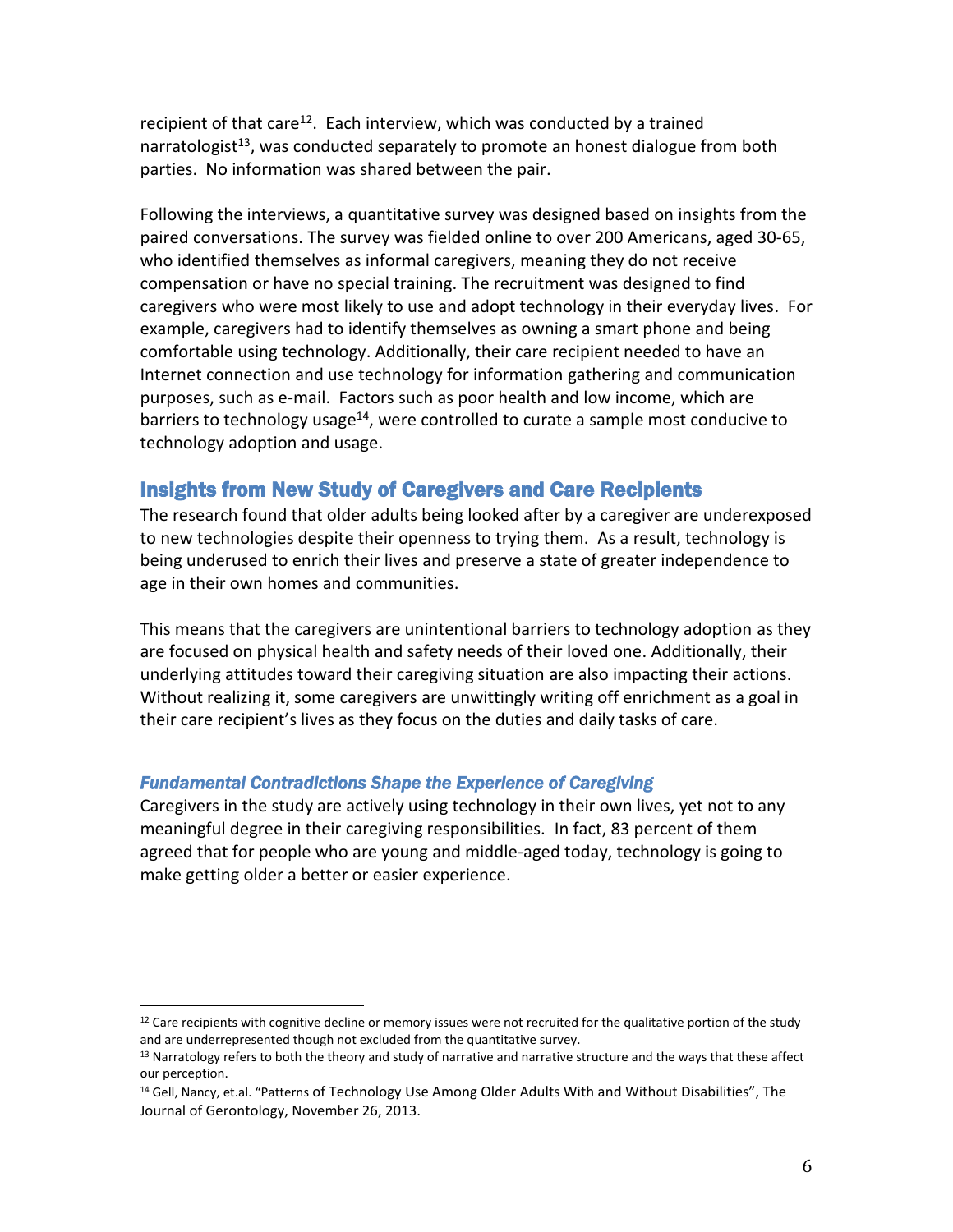recipient of that care[12]. Each interview, which was conducted by a trained narratologist[13], was conducted separately to promote an honest dialogue from both parties. No information was shared between the pair.

Following the interviews, a quantitative survey was designed based on insights from the paired conversations. The survey was fielded online to over 200 Americans, aged 30-65, who identified themselves as informal caregivers, meaning they do not receive compensation or have no special training. The recruitment was designed to find caregivers who were most likely to use and adopt technology in their everyday lives. For example, caregivers had to identify themselves as owning a smart phone and being comfortable using technology. Additionally, their care recipient needed to have an Internet connection and use technology for information gathering and communication purposes, such as e-mail. Factors such as poor health and low income, which are barriers to technology usage[14], were controlled to curate a sample most conducive to technology adoption and usage.

## Insights from New Study of Caregivers and Care Recipients

The research found that older adults being looked after by a caregiver are underexposed to new technologies despite their openness to trying them. As a result, technology is being underused to enrich their lives and preserve a state of greater independence to age in their own homes and communities.

This means that the caregivers are unintentional barriers to technology adoption as they are focused on physical health and safety needs of their loved one. Additionally, their underlying attitudes toward their caregiving situation are also impacting their actions. Without realizing it, some caregivers are unwittingly writing off enrichment as a goal in their care recipient's lives as they focus on the duties and daily tasks of care.

### *Fundamental Contradictions Shape the Experience of Caregiving*

Caregivers in the study are actively using technology in their own lives, yet not to any meaningful degree in their caregiving responsibilities. In fact, 83 percent of them agreed that for people who are young and middle-aged today, technology is going to make getting older a better or easier experience.

---

[12] Care recipients with cognitive decline or memory issues were not recruited for the qualitative portion of the study and are underrepresented though not excluded from the quantitative survey.

[13] Narratology refers to both the theory and study of narrative and narrative structure and the ways that these affect our perception.

[14] Gell, Nancy, et.al. "Patterns of Technology Use Among Older Adults With and Without Disabilities", The Journal of Gerontology, November 26, 2013.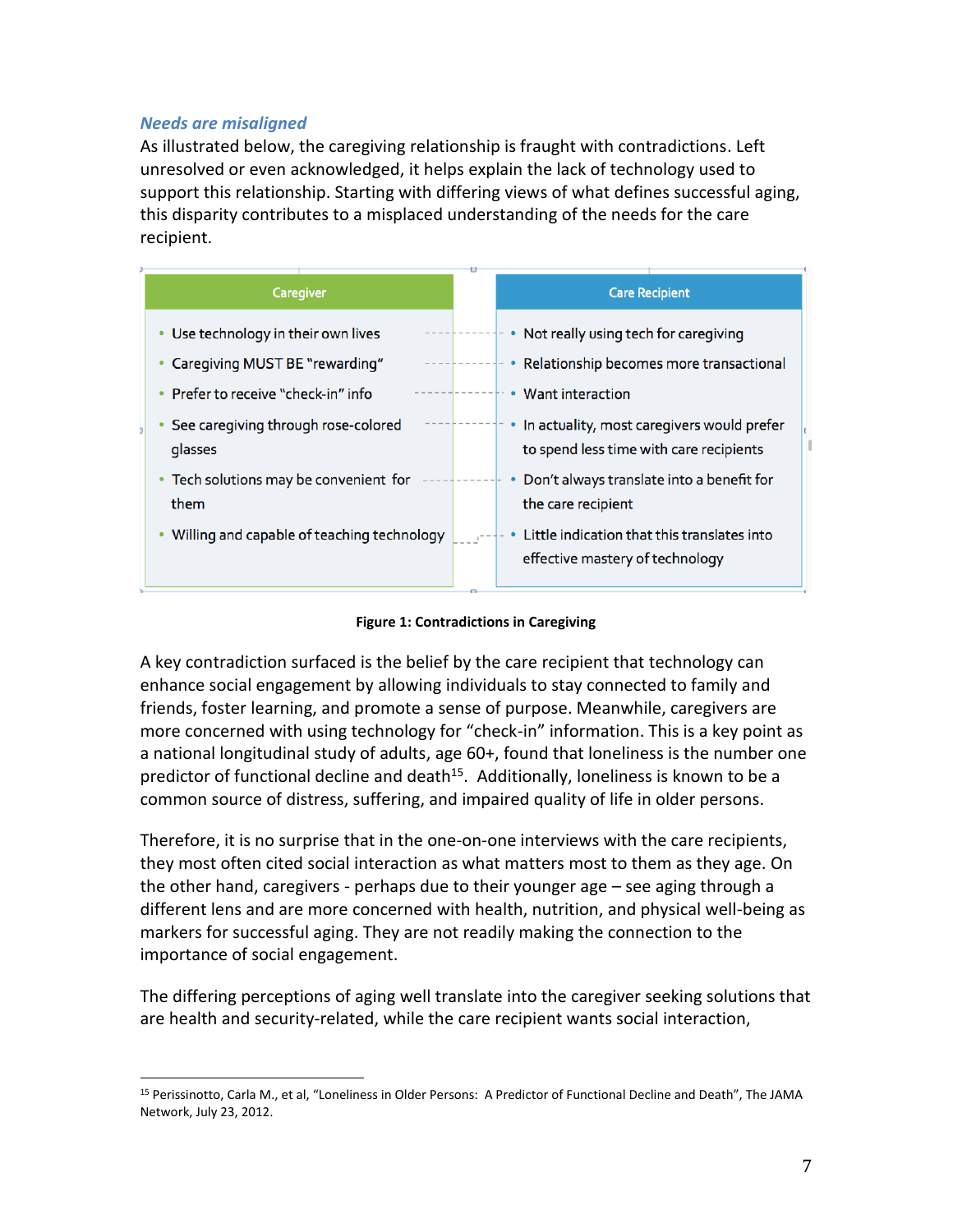### *Needs are misaligned*

As illustrated below, the caregiving relationship is fraught with contradictions. Left unresolved or even acknowledged, it helps explain the lack of technology used to support this relationship. Starting with differing views of what defines successful aging, this disparity contributes to a misplaced understanding of the needs for the care recipient.

| Caregiver | Care Recipient |
|---|---|
| Use technology in their own lives | Not really using tech for caregiving |
| Caregiving MUST BE "rewarding" | Relationship becomes more transactional |
| Prefer to receive "check-in" info | Want interaction |
| See caregiving through rose-colored glasses | In actuality, most caregivers would prefer to spend less time with care recipients |
| Tech solutions may be convenient for them | Don't always translate into a benefit for the care recipient |
| Willing and capable of teaching technology | Little indication that this translates into effective mastery of technology |

**Figure 1: Contradictions in Caregiving**

A key contradiction surfaced is the belief by the care recipient that technology can enhance social engagement by allowing individuals to stay connected to family and friends, foster learning, and promote a sense of purpose. Meanwhile, caregivers are more concerned with using technology for "check-in" information. This is a key point as a national longitudinal study of adults, age 60+, found that loneliness is the number one predictor of functional decline and death[15]. Additionally, loneliness is known to be a common source of distress, suffering, and impaired quality of life in older persons.

Therefore, it is no surprise that in the one-on-one interviews with the care recipients, they most often cited social interaction as what matters most to them as they age. On the other hand, caregivers - perhaps due to their younger age – see aging through a different lens and are more concerned with health, nutrition, and physical well-being as markers for successful aging. They are not readily making the connection to the importance of social engagement.

The differing perceptions of aging well translate into the caregiver seeking solutions that are health and security-related, while the care recipient wants social interaction,

[15] Perissinotto, Carla M., et al, "Loneliness in Older Persons: A Predictor of Functional Decline and Death", The JAMA Network, July 23, 2012.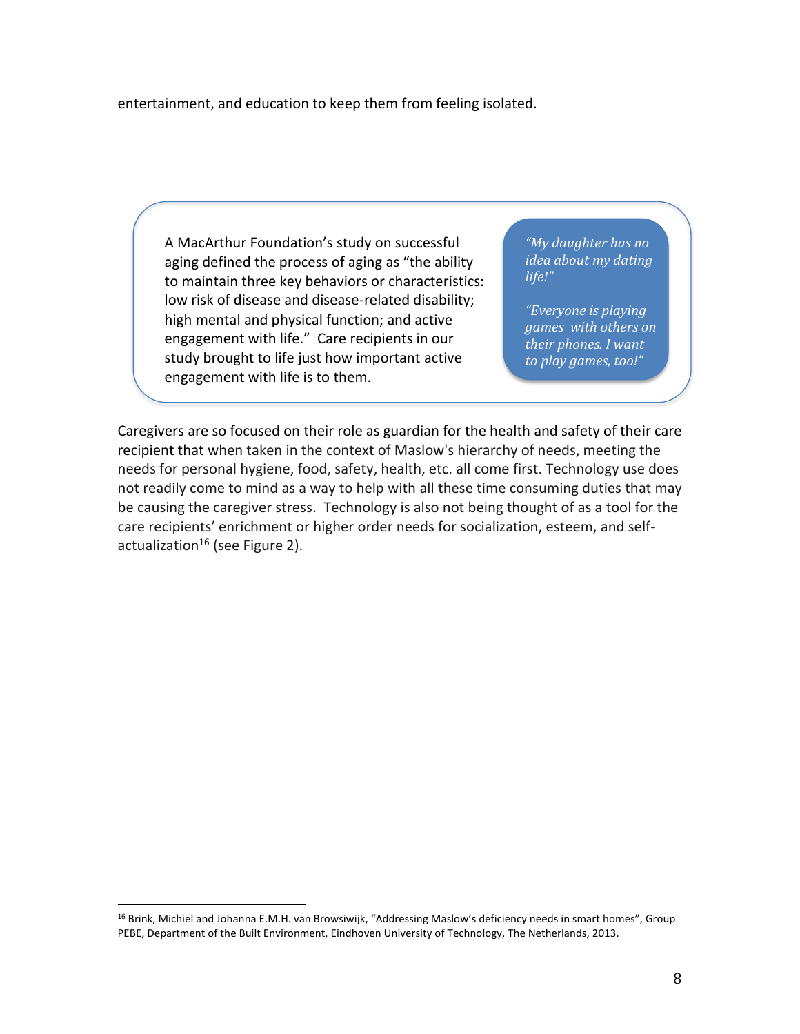entertainment, and education to keep them from feeling isolated.

A MacArthur Foundation's study on successful aging defined the process of aging as "the ability to maintain three key behaviors or characteristics: low risk of disease and disease-related disability; high mental and physical function; and active engagement with life." Care recipients in our study brought to life just how important active engagement with life is to them.

> *"My daughter has no idea about my dating life!"*
>
> *"Everyone is playing games with others on their phones. I want to play games, too!"*

Caregivers are so focused on their role as guardian for the health and safety of their care recipient that when taken in the context of Maslow's hierarchy of needs, meeting the needs for personal hygiene, food, safety, health, etc. all come first. Technology use does not readily come to mind as a way to help with all these time consuming duties that may be causing the caregiver stress. Technology is also not being thought of as a tool for the care recipients' enrichment or higher order needs for socialization, esteem, and self-actualization[16] (see Figure 2).

[16] Brink, Michiel and Johanna E.M.H. van Browsiwijk, "Addressing Maslow's deficiency needs in smart homes", Group PEBE, Department of the Built Environment, Eindhoven University of Technology, The Netherlands, 2013.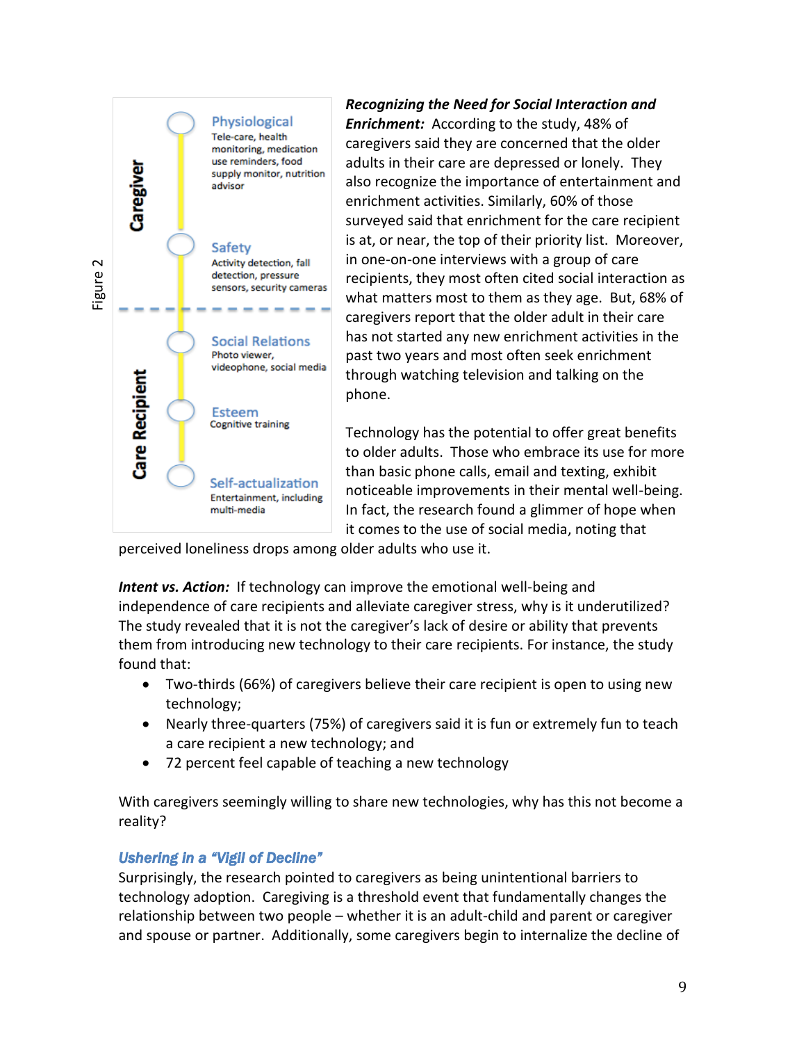Figure 2

**Caregiver**

- **Physiological** — Tele-care, health monitoring, medication use reminders, food supply monitor, nutrition advisor
- **Safety** — Activity detection, fall detection, pressure sensors, security cameras

**Care Recipient**

- **Social Relations** — Photo viewer, videophone, social media
- **Esteem** — Cognitive training
- **Self-actualization** — Entertainment, including multi-media

***Recognizing the Need for Social Interaction and Enrichment:*** According to the study, 48% of caregivers said they are concerned that the older adults in their care are depressed or lonely. They also recognize the importance of entertainment and enrichment activities. Similarly, 60% of those surveyed said that enrichment for the care recipient is at, or near, the top of their priority list. Moreover, in one-on-one interviews with a group of care recipients, they most often cited social interaction as what matters most to them as they age. But, 68% of caregivers report that the older adult in their care has not started any new enrichment activities in the past two years and most often seek enrichment through watching television and talking on the phone.

Technology has the potential to offer great benefits to older adults. Those who embrace its use for more than basic phone calls, email and texting, exhibit noticeable improvements in their mental well-being. In fact, the research found a glimmer of hope when it comes to the use of social media, noting that perceived loneliness drops among older adults who use it.

***Intent vs. Action:*** If technology can improve the emotional well-being and independence of care recipients and alleviate caregiver stress, why is it underutilized? The study revealed that it is not the caregiver's lack of desire or ability that prevents them from introducing new technology to their care recipients. For instance, the study found that:

- Two-thirds (66%) of caregivers believe their care recipient is open to using new technology;
- Nearly three-quarters (75%) of caregivers said it is fun or extremely fun to teach a care recipient a new technology; and
- 72 percent feel capable of teaching a new technology

With caregivers seemingly willing to share new technologies, why has this not become a reality?

### *Ushering in a "Vigil of Decline"*

Surprisingly, the research pointed to caregivers as being unintentional barriers to technology adoption. Caregiving is a threshold event that fundamentally changes the relationship between two people – whether it is an adult-child and parent or caregiver and spouse or partner. Additionally, some caregivers begin to internalize the decline of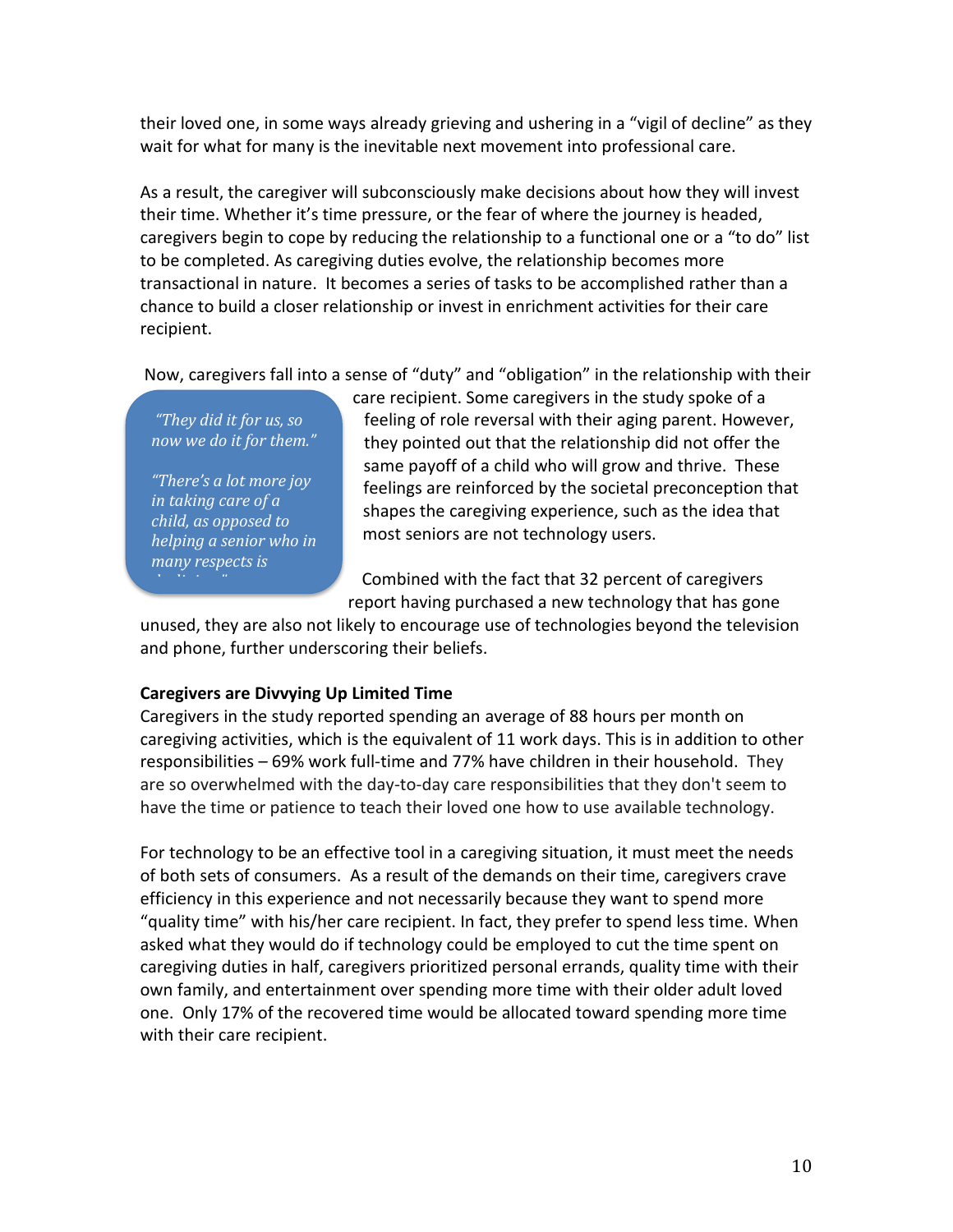their loved one, in some ways already grieving and ushering in a "vigil of decline" as they wait for what for many is the inevitable next movement into professional care.

As a result, the caregiver will subconsciously make decisions about how they will invest their time. Whether it's time pressure, or the fear of where the journey is headed, caregivers begin to cope by reducing the relationship to a functional one or a "to do" list to be completed. As caregiving duties evolve, the relationship becomes more transactional in nature. It becomes a series of tasks to be accomplished rather than a chance to build a closer relationship or invest in enrichment activities for their care recipient.

Now, caregivers fall into a sense of "duty" and "obligation" in the relationship with their care recipient. Some caregivers in the study spoke of a feeling of role reversal with their aging parent. However, they pointed out that the relationship did not offer the same payoff of a child who will grow and thrive. These feelings are reinforced by the societal preconception that shapes the caregiving experience, such as the idea that most seniors are not technology users.

> *"They did it for us, so now we do it for them."*
>
> *"There's a lot more joy in taking care of a child, as opposed to helping a senior who in many respects is*

Combined with the fact that 32 percent of caregivers report having purchased a new technology that has gone unused, they are also not likely to encourage use of technologies beyond the television and phone, further underscoring their beliefs.

**Caregivers are Divvying Up Limited Time**

Caregivers in the study reported spending an average of 88 hours per month on caregiving activities, which is the equivalent of 11 work days. This is in addition to other responsibilities – 69% work full-time and 77% have children in their household. They are so overwhelmed with the day-to-day care responsibilities that they don't seem to have the time or patience to teach their loved one how to use available technology.

For technology to be an effective tool in a caregiving situation, it must meet the needs of both sets of consumers. As a result of the demands on their time, caregivers crave efficiency in this experience and not necessarily because they want to spend more "quality time" with his/her care recipient. In fact, they prefer to spend less time. When asked what they would do if technology could be employed to cut the time spent on caregiving duties in half, caregivers prioritized personal errands, quality time with their own family, and entertainment over spending more time with their older adult loved one. Only 17% of the recovered time would be allocated toward spending more time with their care recipient.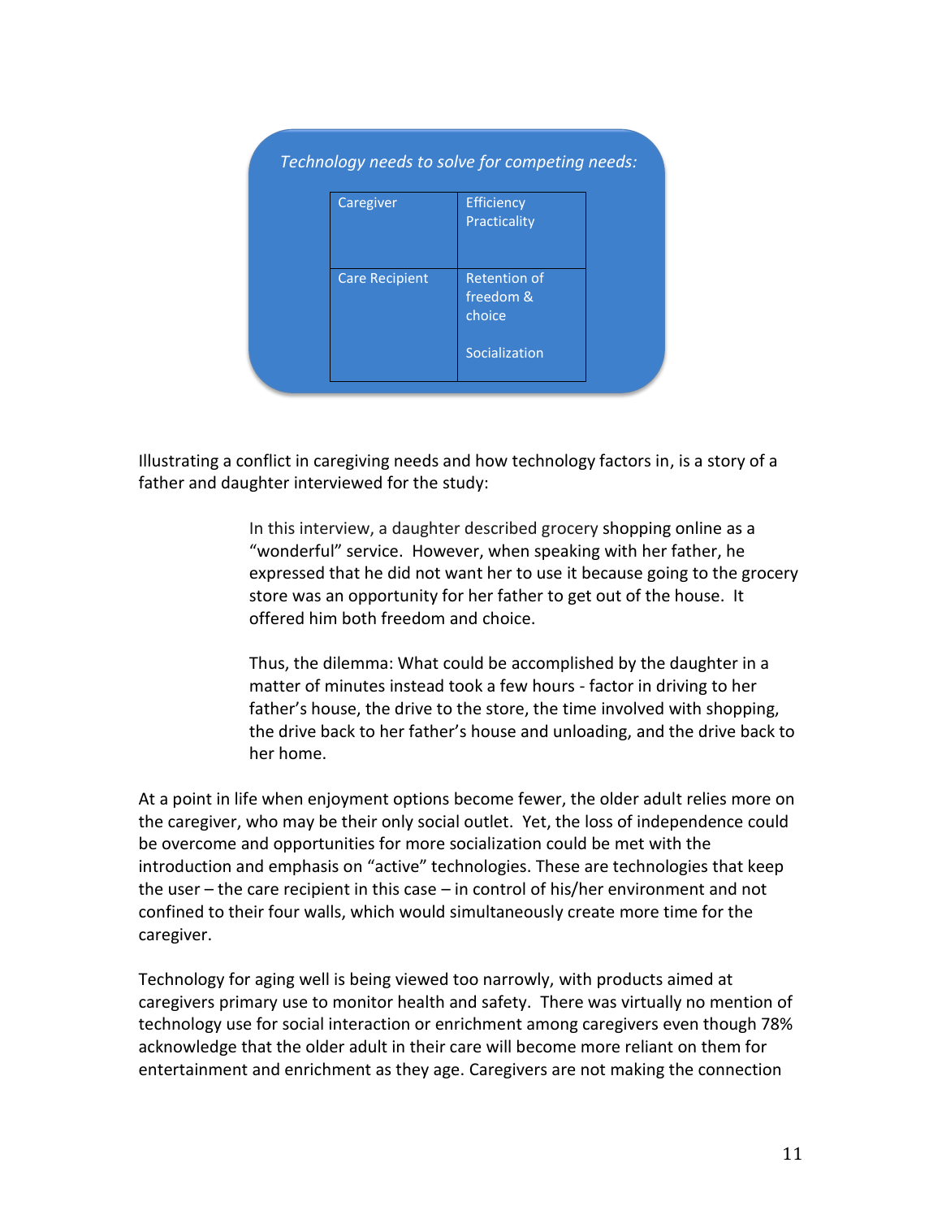*Technology needs to solve for competing needs:*

| Caregiver | Efficiency<br>Practicality |
|---|---|
| Care Recipient | Retention of freedom & choice<br><br>Socialization |

Illustrating a conflict in caregiving needs and how technology factors in, is a story of a father and daughter interviewed for the study:

> In this interview, a daughter described grocery shopping online as a "wonderful" service. However, when speaking with her father, he expressed that he did not want her to use it because going to the grocery store was an opportunity for her father to get out of the house. It offered him both freedom and choice.
>
> Thus, the dilemma: What could be accomplished by the daughter in a matter of minutes instead took a few hours - factor in driving to her father's house, the drive to the store, the time involved with shopping, the drive back to her father's house and unloading, and the drive back to her home.

At a point in life when enjoyment options become fewer, the older adult relies more on the caregiver, who may be their only social outlet. Yet, the loss of independence could be overcome and opportunities for more socialization could be met with the introduction and emphasis on "active" technologies. These are technologies that keep the user – the care recipient in this case – in control of his/her environment and not confined to their four walls, which would simultaneously create more time for the caregiver.

Technology for aging well is being viewed too narrowly, with products aimed at caregivers primary use to monitor health and safety. There was virtually no mention of technology use for social interaction or enrichment among caregivers even though 78% acknowledge that the older adult in their care will become more reliant on them for entertainment and enrichment as they age. Caregivers are not making the connection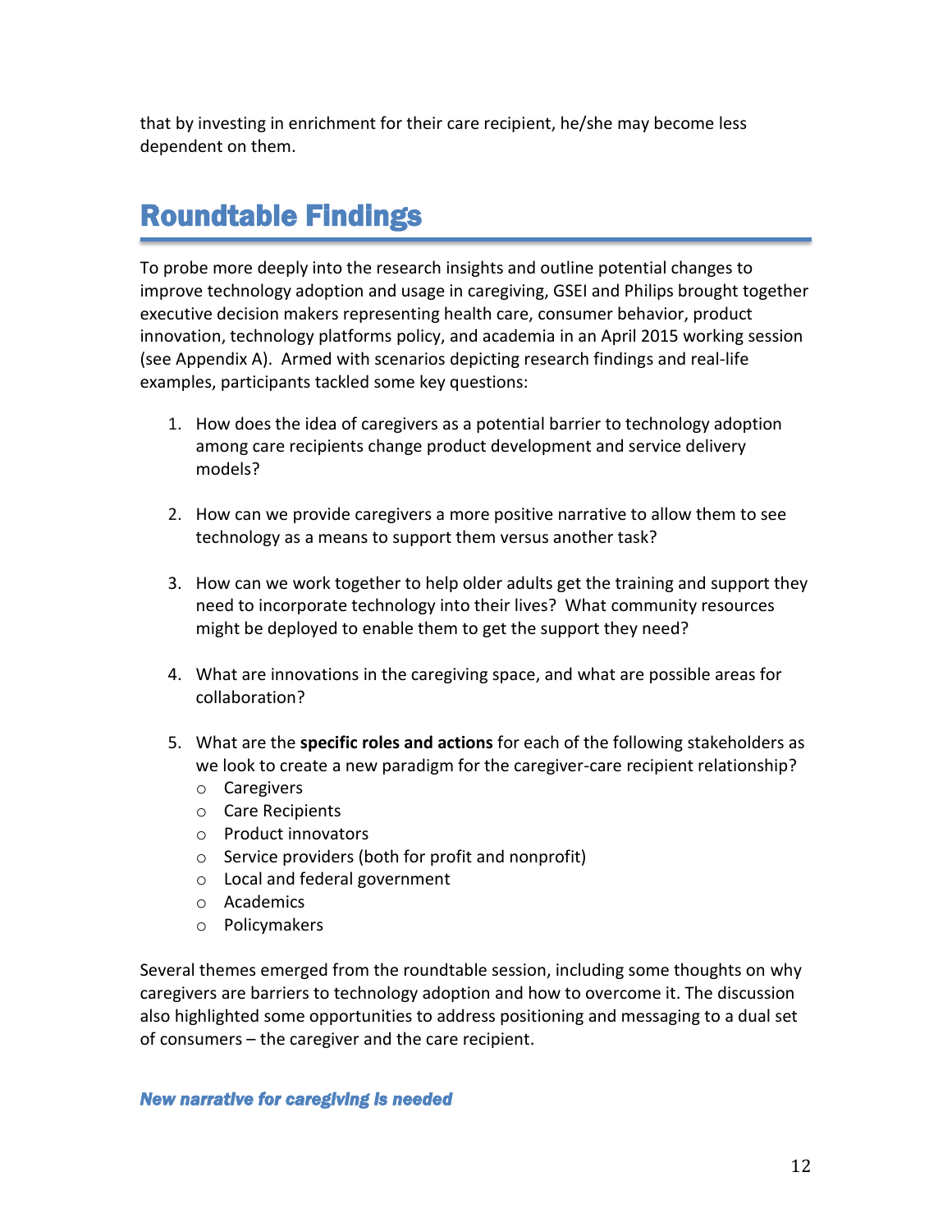that by investing in enrichment for their care recipient, he/she may become less dependent on them.

# Roundtable Findings

To probe more deeply into the research insights and outline potential changes to improve technology adoption and usage in caregiving, GSEI and Philips brought together executive decision makers representing health care, consumer behavior, product innovation, technology platforms policy, and academia in an April 2015 working session (see Appendix A). Armed with scenarios depicting research findings and real-life examples, participants tackled some key questions:

1. How does the idea of caregivers as a potential barrier to technology adoption among care recipients change product development and service delivery models?

2. How can we provide caregivers a more positive narrative to allow them to see technology as a means to support them versus another task?

3. How can we work together to help older adults get the training and support they need to incorporate technology into their lives? What community resources might be deployed to enable them to get the support they need?

4. What are innovations in the caregiving space, and what are possible areas for collaboration?

5. What are the **specific roles and actions** for each of the following stakeholders as we look to create a new paradigm for the caregiver-care recipient relationship?
   - Caregivers
   - Care Recipients
   - Product innovators
   - Service providers (both for profit and nonprofit)
   - Local and federal government
   - Academics
   - Policymakers

Several themes emerged from the roundtable session, including some thoughts on why caregivers are barriers to technology adoption and how to overcome it. The discussion also highlighted some opportunities to address positioning and messaging to a dual set of consumers – the caregiver and the care recipient.

### *New narrative for caregiving is needed*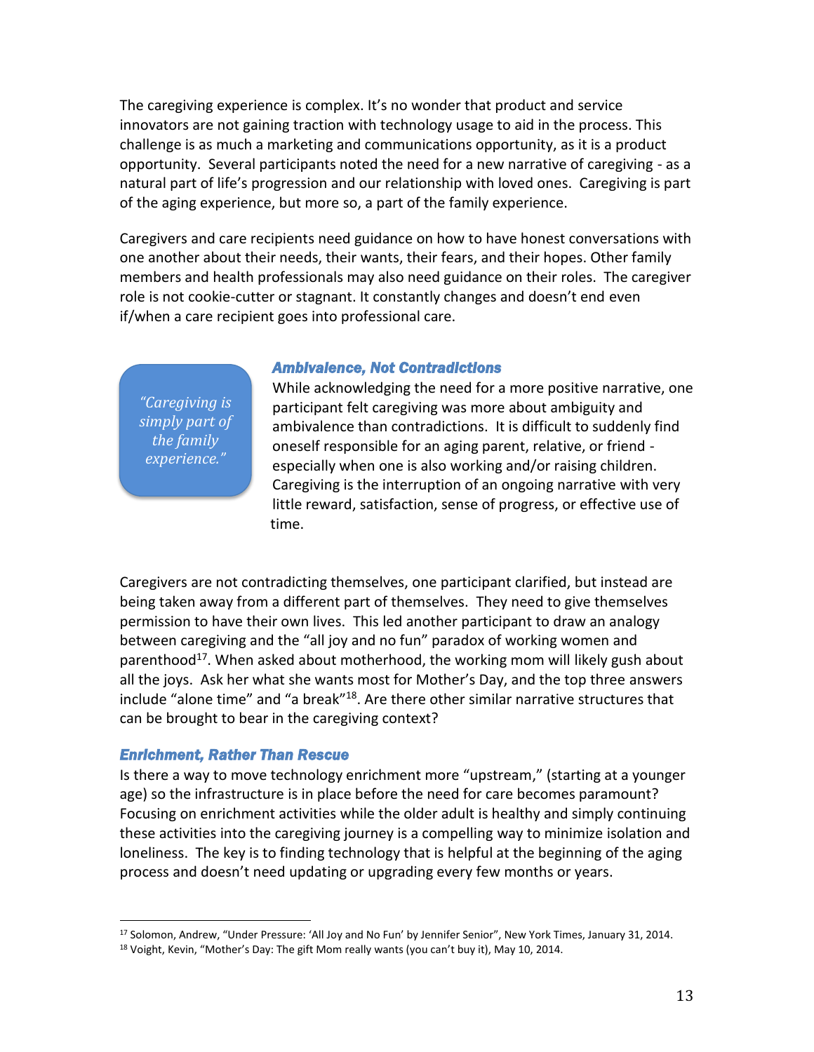The caregiving experience is complex. It's no wonder that product and service innovators are not gaining traction with technology usage to aid in the process. This challenge is as much a marketing and communications opportunity, as it is a product opportunity. Several participants noted the need for a new narrative of caregiving - as a natural part of life's progression and our relationship with loved ones. Caregiving is part of the aging experience, but more so, a part of the family experience.

Caregivers and care recipients need guidance on how to have honest conversations with one another about their needs, their wants, their fears, and their hopes. Other family members and health professionals may also need guidance on their roles. The caregiver role is not cookie-cutter or stagnant. It constantly changes and doesn't end even if/when a care recipient goes into professional care.

> *"Caregiving is simply part of the family experience."*

### *Ambivalence, Not Contradictions*

While acknowledging the need for a more positive narrative, one participant felt caregiving was more about ambiguity and ambivalence than contradictions. It is difficult to suddenly find oneself responsible for an aging parent, relative, or friend - especially when one is also working and/or raising children. Caregiving is the interruption of an ongoing narrative with very little reward, satisfaction, sense of progress, or effective use of time.

Caregivers are not contradicting themselves, one participant clarified, but instead are being taken away from a different part of themselves. They need to give themselves permission to have their own lives. This led another participant to draw an analogy between caregiving and the "all joy and no fun" paradox of working women and parenthood[17]. When asked about motherhood, the working mom will likely gush about all the joys. Ask her what she wants most for Mother's Day, and the top three answers include "alone time" and "a break"[18]. Are there other similar narrative structures that can be brought to bear in the caregiving context?

### *Enrichment, Rather Than Rescue*

Is there a way to move technology enrichment more "upstream," (starting at a younger age) so the infrastructure is in place before the need for care becomes paramount? Focusing on enrichment activities while the older adult is healthy and simply continuing these activities into the caregiving journey is a compelling way to minimize isolation and loneliness. The key is to finding technology that is helpful at the beginning of the aging process and doesn't need updating or upgrading every few months or years.

---

[17] Solomon, Andrew, "Under Pressure: 'All Joy and No Fun' by Jennifer Senior", New York Times, January 31, 2014.

[18] Voight, Kevin, "Mother's Day: The gift Mom really wants (you can't buy it), May 10, 2014.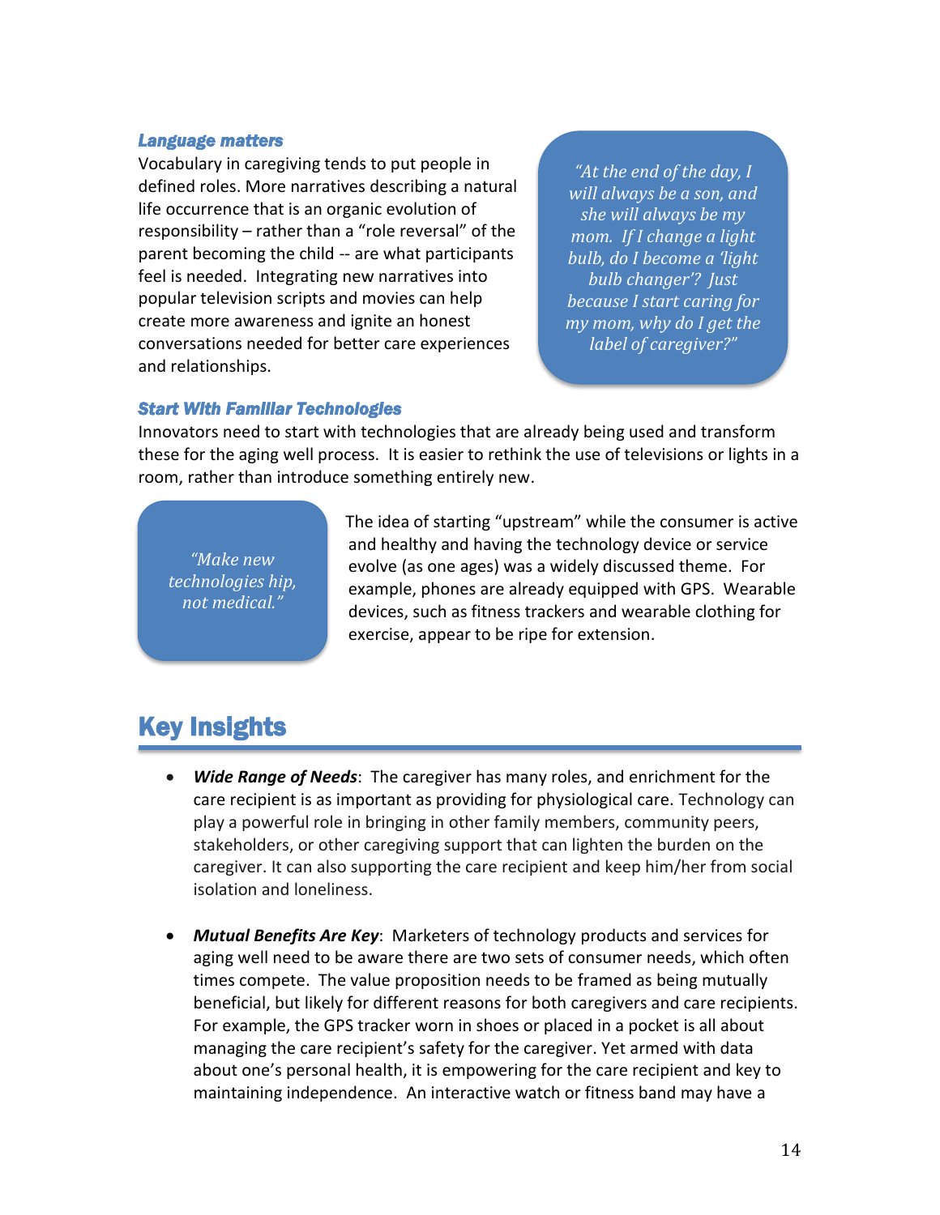### Language matters

Vocabulary in caregiving tends to put people in defined roles. More narratives describing a natural life occurrence that is an organic evolution of responsibility – rather than a "role reversal" of the parent becoming the child -- are what participants feel is needed. Integrating new narratives into popular television scripts and movies can help create more awareness and ignite an honest conversations needed for better care experiences and relationships.

> *"At the end of the day, I will always be a son, and she will always be my mom. If I change a light bulb, do I become a 'light bulb changer'? Just because I start caring for my mom, why do I get the label of caregiver?"*

### Start With Familiar Technologies

Innovators need to start with technologies that are already being used and transform these for the aging well process. It is easier to rethink the use of televisions or lights in a room, rather than introduce something entirely new.

> *"Make new technologies hip, not medical."*

The idea of starting "upstream" while the consumer is active and healthy and having the technology device or service evolve (as one ages) was a widely discussed theme. For example, phones are already equipped with GPS. Wearable devices, such as fitness trackers and wearable clothing for exercise, appear to be ripe for extension.

## Key Insights

- ***Wide Range of Needs***: The caregiver has many roles, and enrichment for the care recipient is as important as providing for physiological care. Technology can play a powerful role in bringing in other family members, community peers, stakeholders, or other caregiving support that can lighten the burden on the caregiver. It can also supporting the care recipient and keep him/her from social isolation and loneliness.

- ***Mutual Benefits Are Key***: Marketers of technology products and services for aging well need to be aware there are two sets of consumer needs, which often times compete. The value proposition needs to be framed as being mutually beneficial, but likely for different reasons for both caregivers and care recipients. For example, the GPS tracker worn in shoes or placed in a pocket is all about managing the care recipient's safety for the caregiver. Yet armed with data about one's personal health, it is empowering for the care recipient and key to maintaining independence. An interactive watch or fitness band may have a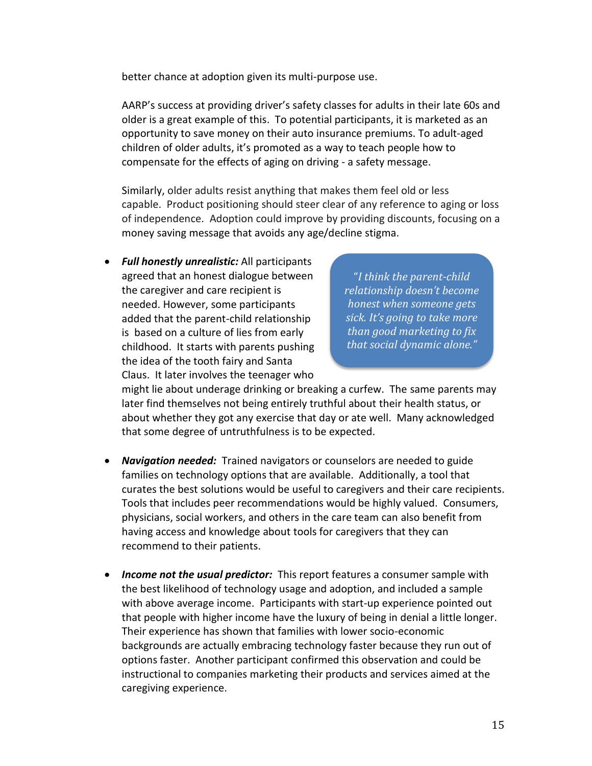better chance at adoption given its multi-purpose use.

AARP's success at providing driver's safety classes for adults in their late 60s and older is a great example of this. To potential participants, it is marketed as an opportunity to save money on their auto insurance premiums. To adult-aged children of older adults, it's promoted as a way to teach people how to compensate for the effects of aging on driving - a safety message.

Similarly, older adults resist anything that makes them feel old or less capable. Product positioning should steer clear of any reference to aging or loss of independence. Adoption could improve by providing discounts, focusing on a money saving message that avoids any age/decline stigma.

- ***Full honestly unrealistic:*** All participants agreed that an honest dialogue between the caregiver and care recipient is needed. However, some participants added that the parent-child relationship is based on a culture of lies from early childhood. It starts with parents pushing the idea of the tooth fairy and Santa Claus. It later involves the teenager who might lie about underage drinking or breaking a curfew. The same parents may later find themselves not being entirely truthful about their health status, or about whether they got any exercise that day or ate well. Many acknowledged that some degree of untruthfulness is to be expected.

> *"I think the parent-child relationship doesn't become honest when someone gets sick. It's going to take more than good marketing to fix that social dynamic alone."*

- ***Navigation needed:*** Trained navigators or counselors are needed to guide families on technology options that are available. Additionally, a tool that curates the best solutions would be useful to caregivers and their care recipients. Tools that includes peer recommendations would be highly valued. Consumers, physicians, social workers, and others in the care team can also benefit from having access and knowledge about tools for caregivers that they can recommend to their patients.

- ***Income not the usual predictor:*** This report features a consumer sample with the best likelihood of technology usage and adoption, and included a sample with above average income. Participants with start-up experience pointed out that people with higher income have the luxury of being in denial a little longer. Their experience has shown that families with lower socio-economic backgrounds are actually embracing technology faster because they run out of options faster. Another participant confirmed this observation and could be instructional to companies marketing their products and services aimed at the caregiving experience.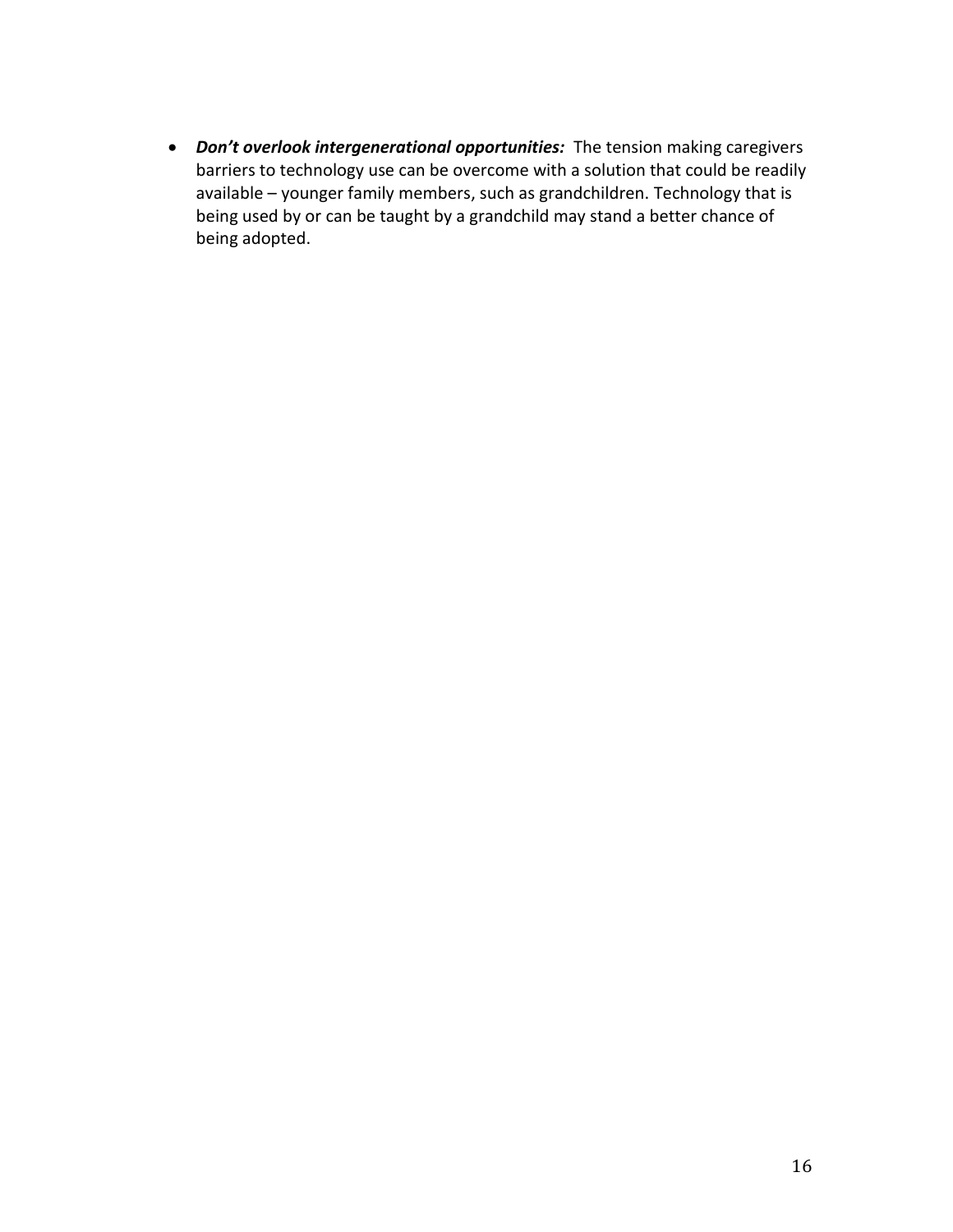- ***Don't overlook intergenerational opportunities:*** The tension making caregivers barriers to technology use can be overcome with a solution that could be readily available – younger family members, such as grandchildren. Technology that is being used by or can be taught by a grandchild may stand a better chance of being adopted.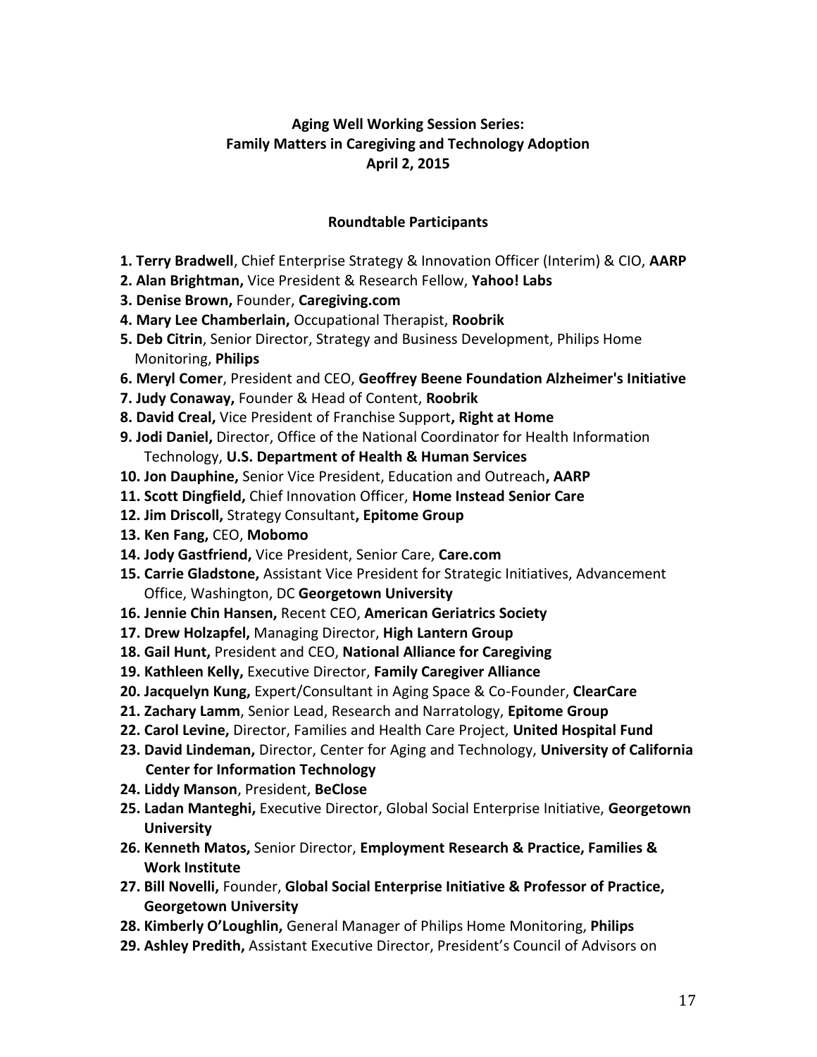**Aging Well Working Session Series:**
**Family Matters in Caregiving and Technology Adoption**
**April 2, 2015**

**Roundtable Participants**

1. **Terry Bradwell**, Chief Enterprise Strategy & Innovation Officer (Interim) & CIO, **AARP**
2. **Alan Brightman,** Vice President & Research Fellow, **Yahoo! Labs**
3. **Denise Brown,** Founder, **Caregiving.com**
4. **Mary Lee Chamberlain,** Occupational Therapist, **Roobrik**
5. **Deb Citrin**, Senior Director, Strategy and Business Development, Philips Home Monitoring, **Philips**
6. **Meryl Comer**, President and CEO, **Geoffrey Beene Foundation Alzheimer's Initiative**
7. **Judy Conaway,** Founder & Head of Content, **Roobrik**
8. **David Creal,** Vice President of Franchise Support**, Right at Home**
9. **Jodi Daniel,** Director, Office of the National Coordinator for Health Information Technology, **U.S. Department of Health & Human Services**
10. **Jon Dauphine,** Senior Vice President, Education and Outreach**, AARP**
11. **Scott Dingfield,** Chief Innovation Officer, **Home Instead Senior Care**
12. **Jim Driscoll,** Strategy Consultant**, Epitome Group**
13. **Ken Fang,** CEO, **Mobomo**
14. **Jody Gastfriend,** Vice President, Senior Care, **Care.com**
15. **Carrie Gladstone,** Assistant Vice President for Strategic Initiatives, Advancement Office, Washington, DC **Georgetown University**
16. **Jennie Chin Hansen,** Recent CEO, **American Geriatrics Society**
17. **Drew Holzapfel,** Managing Director, **High Lantern Group**
18. **Gail Hunt,** President and CEO, **National Alliance for Caregiving**
19. **Kathleen Kelly,** Executive Director, **Family Caregiver Alliance**
20. **Jacquelyn Kung,** Expert/Consultant in Aging Space & Co-Founder, **ClearCare**
21. **Zachary Lamm**, Senior Lead, Research and Narratology, **Epitome Group**
22. **Carol Levine,** Director, Families and Health Care Project, **United Hospital Fund**
23. **David Lindeman,** Director, Center for Aging and Technology, **University of California Center for Information Technology**
24. **Liddy Manson**, President, **BeClose**
25. **Ladan Manteghi,** Executive Director, Global Social Enterprise Initiative, **Georgetown University**
26. **Kenneth Matos,** Senior Director, **Employment Research & Practice, Families & Work Institute**
27. **Bill Novelli,** Founder, **Global Social Enterprise Initiative & Professor of Practice, Georgetown University**
28. **Kimberly O'Loughlin,** General Manager of Philips Home Monitoring, **Philips**
29. **Ashley Predith,** Assistant Executive Director, President's Council of Advisors on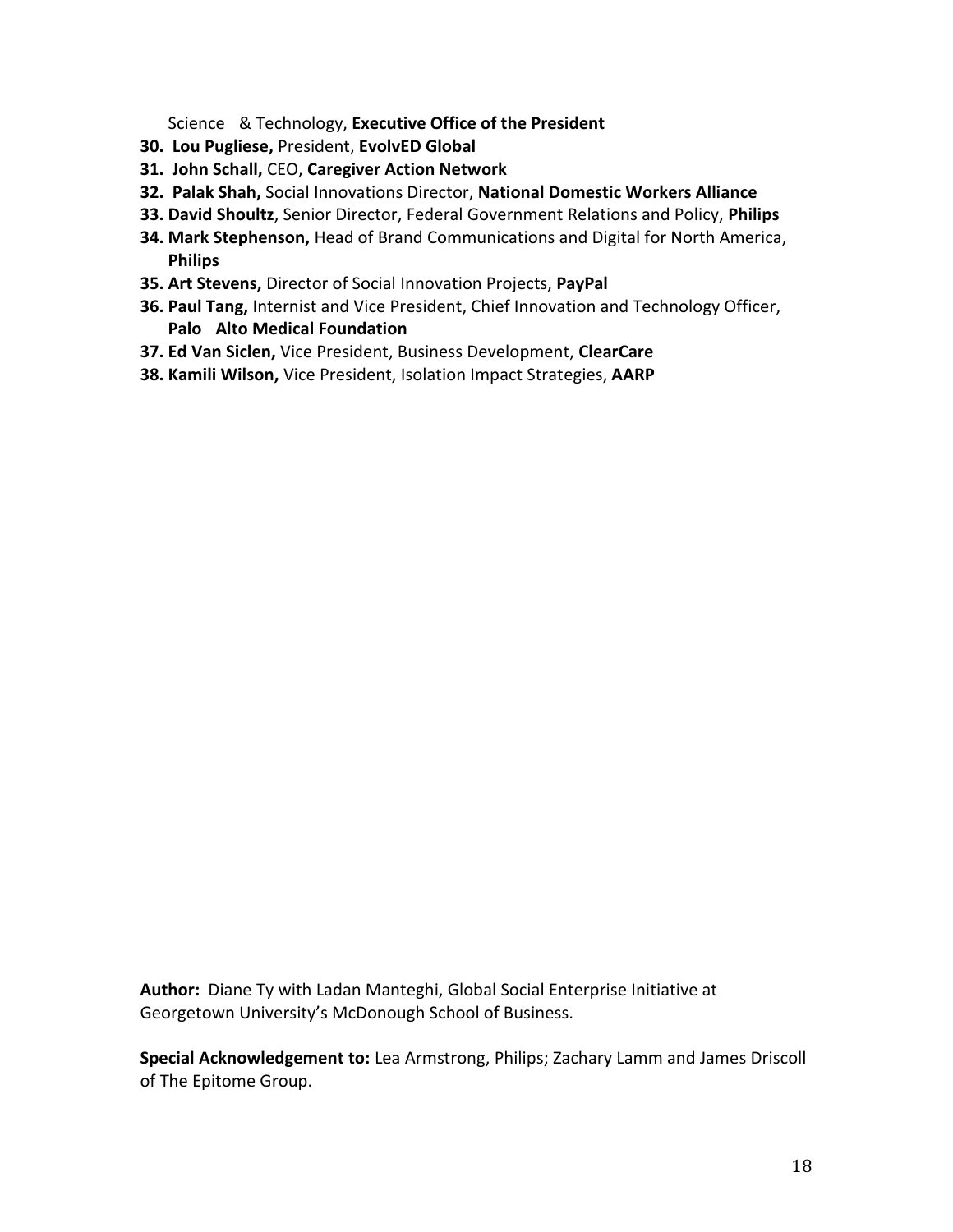Science & Technology, **Executive Office of the President**

30. **Lou Pugliese,** President, **EvolvED Global**
31. **John Schall,** CEO, **Caregiver Action Network**
32. **Palak Shah,** Social Innovations Director, **National Domestic Workers Alliance**
33. **David Shoultz**, Senior Director, Federal Government Relations and Policy, **Philips**
34. **Mark Stephenson,** Head of Brand Communications and Digital for North America, **Philips**
35. **Art Stevens,** Director of Social Innovation Projects, **PayPal**
36. **Paul Tang,** Internist and Vice President, Chief Innovation and Technology Officer, **Palo Alto Medical Foundation**
37. **Ed Van Siclen,** Vice President, Business Development, **ClearCare**
38. **Kamili Wilson,** Vice President, Isolation Impact Strategies, **AARP**

**Author:** Diane Ty with Ladan Manteghi, Global Social Enterprise Initiative at Georgetown University's McDonough School of Business.

**Special Acknowledgement to:** Lea Armstrong, Philips; Zachary Lamm and James Driscoll of The Epitome Group.